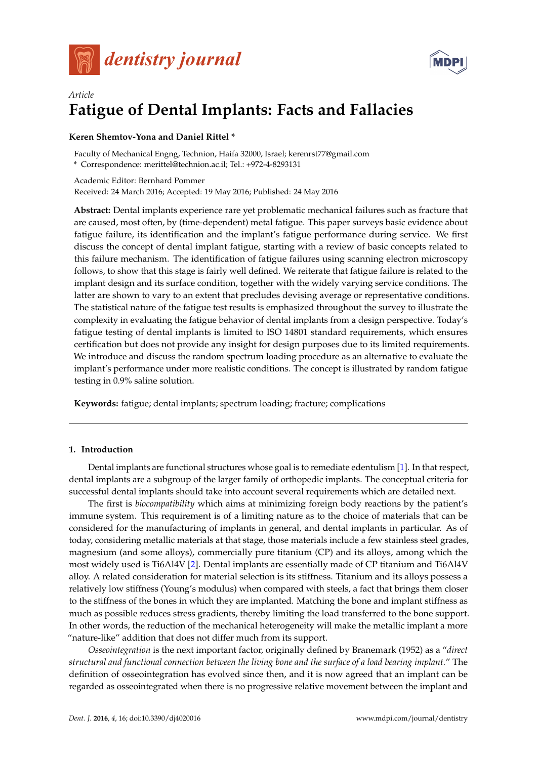*Article*

# Fatigue of Dental Implants: Facts and Fallacies

**Keren Shemtov-Yona and Daniel Rittel \***

Faculty of Mechanical Engng, Technion, Haifa 32000, Israel; kerenrst77@gmail.com

**\*** Correspondence: merittel@technion.ac.il; Tel.: +972-4-8293131

Academic Editor: Bernhard Pommer

Received: 24 March 2016; Accepted: 19 May 2016; Published: 24 May 2016

**Abstract:** Dental implants experience rare yet problematic mechanical failures such as fracture that are caused, most often, by (time-dependent) metal fatigue. This paper surveys basic evidence about fatigue failure, its identification and the implant's fatigue performance during service. We first discuss the concept of dental implant fatigue, starting with a review of basic concepts related to this failure mechanism. The identification of fatigue failures using scanning electron microscopy follows, to show that this stage is fairly well defined. We reiterate that fatigue failure is related to the implant design and its surface condition, together with the widely varying service conditions. The latter are shown to vary to an extent that precludes devising average or representative conditions. The statistical nature of the fatigue test results is emphasized throughout the survey to illustrate the complexity in evaluating the fatigue behavior of dental implants from a design perspective. Today's fatigue testing of dental implants is limited to ISO 14801 standard requirements, which ensures certification but does not provide any insight for design purposes due to its limited requirements. We introduce and discuss the random spectrum loading procedure as an alternative to evaluate the implant's performance under more realistic conditions. The concept is illustrated by random fatigue testing in 0.9% saline solution.

**Keywords:** fatigue; dental implants; spectrum loading; fracture; complications

## 1. Introduction

Dental implants are functional structures whose goal is to remediate edentulism [1]. In that respect, dental implants are a subgroup of the larger family of orthopedic implants. The conceptual criteria for successful dental implants should take into account several requirements which are detailed next.

The first is *biocompatibility* which aims at minimizing foreign body reactions by the patient's immune system. This requirement is of a limiting nature as to the choice of materials that can be considered for the manufacturing of implants in general, and dental implants in particular. As of today, considering metallic materials at that stage, those materials include a few stainless steel grades, magnesium (and some alloys), commercially pure titanium (CP) and its alloys, among which the most widely used is Ti6Al4V [2]. Dental implants are essentially made of CP titanium and Ti6Al4V alloy. A related consideration for material selection is its stiffness. Titanium and its alloys possess a relatively low stiffness (Young's modulus) when compared with steels, a fact that brings them closer to the stiffness of the bones in which they are implanted. Matching the bone and implant stiffness as much as possible reduces stress gradients, thereby limiting the load transferred to the bone support. In other words, the reduction of the mechanical heterogeneity will make the metallic implant a more "nature-like" addition that does not differ much from its support.

*Osseointegration* is the next important factor, originally defined by Branemark (1952) as a "*direct structural and functional connection between the living bone and the surface of a load bearing implant.*" The definition of osseointegration has evolved since then, and it is now agreed that an implant can be regarded as osseointegrated when there is no progressive relative movement between the implant and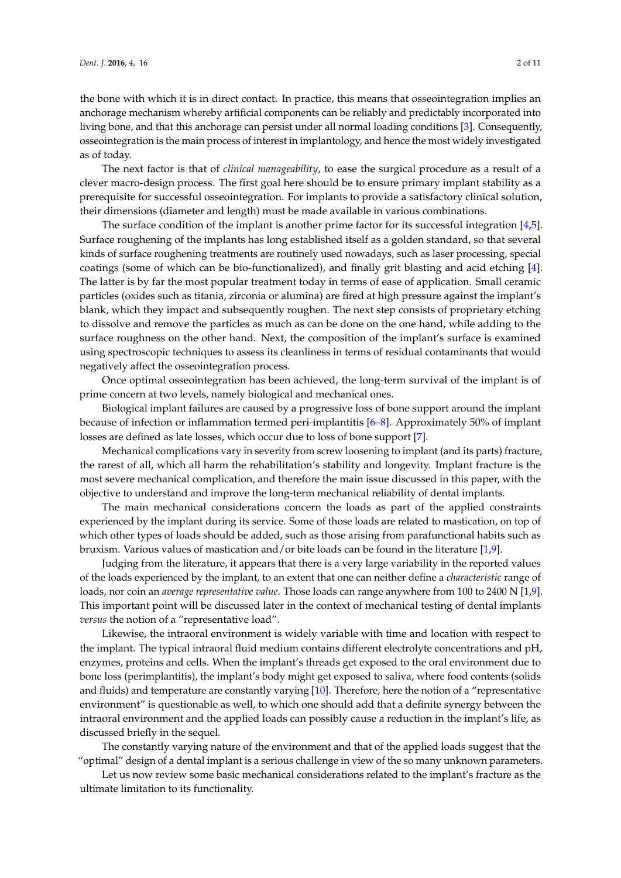the bone with which it is in direct contact. In practice, this means that osseointegration implies an anchorage mechanism whereby artificial components can be reliably and predictably incorporated into living bone, and that this anchorage can persist under all normal loading conditions [3]. Consequently, osseointegration is the main process of interest in implantology, and hence the most widely investigated as of today.

The next factor is that of *clinical manageability*, to ease the surgical procedure as a result of a clever macro-design process. The first goal here should be to ensure primary implant stability as a prerequisite for successful osseointegration. For implants to provide a satisfactory clinical solution, their dimensions (diameter and length) must be made available in various combinations.

The surface condition of the implant is another prime factor for its successful integration [4,5]. Surface roughening of the implants has long established itself as a golden standard, so that several kinds of surface roughening treatments are routinely used nowadays, such as laser processing, special coatings (some of which can be bio-functionalized), and finally grit blasting and acid etching [4]. The latter is by far the most popular treatment today in terms of ease of application. Small ceramic particles (oxides such as titania, zirconia or alumina) are fired at high pressure against the implant's blank, which they impact and subsequently roughen. The next step consists of proprietary etching to dissolve and remove the particles as much as can be done on the one hand, while adding to the surface roughness on the other hand. Next, the composition of the implant's surface is examined using spectroscopic techniques to assess its cleanliness in terms of residual contaminants that would negatively affect the osseointegration process.

Once optimal osseointegration has been achieved, the long-term survival of the implant is of prime concern at two levels, namely biological and mechanical ones.

Biological implant failures are caused by a progressive loss of bone support around the implant because of infection or inflammation termed peri-implantitis [6–8]. Approximately 50% of implant losses are defined as late losses, which occur due to loss of bone support [7].

Mechanical complications vary in severity from screw loosening to implant (and its parts) fracture, the rarest of all, which all harm the rehabilitation's stability and longevity. Implant fracture is the most severe mechanical complication, and therefore the main issue discussed in this paper, with the objective to understand and improve the long-term mechanical reliability of dental implants.

The main mechanical considerations concern the loads as part of the applied constraints experienced by the implant during its service. Some of those loads are related to mastication, on top of which other types of loads should be added, such as those arising from parafunctional habits such as bruxism. Various values of mastication and/or bite loads can be found in the literature [1,9].

Judging from the literature, it appears that there is a very large variability in the reported values of the loads experienced by the implant, to an extent that one can neither define a *characteristic* range of loads, nor coin an *average representative value*. Those loads can range anywhere from 100 to 2400 N [1,9]. This important point will be discussed later in the context of mechanical testing of dental implants *versus* the notion of a "representative load".

Likewise, the intraoral environment is widely variable with time and location with respect to the implant. The typical intraoral fluid medium contains different electrolyte concentrations and pH, enzymes, proteins and cells. When the implant's threads get exposed to the oral environment due to bone loss (perimplantitis), the implant's body might get exposed to saliva, where food contents (solids and fluids) and temperature are constantly varying [10]. Therefore, here the notion of a "representative environment" is questionable as well, to which one should add that a definite synergy between the intraoral environment and the applied loads can possibly cause a reduction in the implant's life, as discussed briefly in the sequel.

The constantly varying nature of the environment and that of the applied loads suggest that the "optimal" design of a dental implant is a serious challenge in view of the so many unknown parameters.

Let us now review some basic mechanical considerations related to the implant's fracture as the ultimate limitation to its functionality.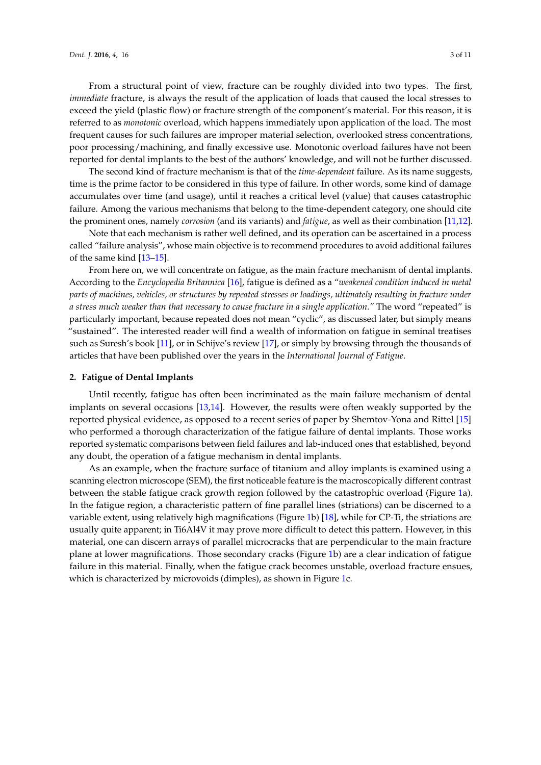From a structural point of view, fracture can be roughly divided into two types. The first, *immediate* fracture, is always the result of the application of loads that caused the local stresses to exceed the yield (plastic flow) or fracture strength of the component's material. For this reason, it is referred to as *monotonic* overload, which happens immediately upon application of the load. The most frequent causes for such failures are improper material selection, overlooked stress concentrations, poor processing/machining, and finally excessive use. Monotonic overload failures have not been reported for dental implants to the best of the authors' knowledge, and will not be further discussed.

The second kind of fracture mechanism is that of the *time-dependent* failure. As its name suggests, time is the prime factor to be considered in this type of failure. In other words, some kind of damage accumulates over time (and usage), until it reaches a critical level (value) that causes catastrophic failure. Among the various mechanisms that belong to the time-dependent category, one should cite the prominent ones, namely *corrosion* (and its variants) and *fatigue*, as well as their combination [11,12].

Note that each mechanism is rather well defined, and its operation can be ascertained in a process called "failure analysis", whose main objective is to recommend procedures to avoid additional failures of the same kind [13–15].

From here on, we will concentrate on fatigue, as the main fracture mechanism of dental implants. According to the *Encyclopedia Britannica* [16], fatigue is defined as a "*weakened condition induced in metal parts of machines, vehicles, or structures by repeated stresses or loadings, ultimately resulting in fracture under a stress much weaker than that necessary to cause fracture in a single application.*" The word "repeated" is particularly important, because repeated does not mean "cyclic", as discussed later, but simply means "sustained". The interested reader will find a wealth of information on fatigue in seminal treatises such as Suresh's book [11], or in Schijve's review [17], or simply by browsing through the thousands of articles that have been published over the years in the *International Journal of Fatigue*.

## 2. Fatigue of Dental Implants

Until recently, fatigue has often been incriminated as the main failure mechanism of dental implants on several occasions [13,14]. However, the results were often weakly supported by the reported physical evidence, as opposed to a recent series of paper by Shemtov-Yona and Rittel [15] who performed a thorough characterization of the fatigue failure of dental implants. Those works reported systematic comparisons between field failures and lab-induced ones that established, beyond any doubt, the operation of a fatigue mechanism in dental implants.

As an example, when the fracture surface of titanium and alloy implants is examined using a scanning electron microscope (SEM), the first noticeable feature is the macroscopically different contrast between the stable fatigue crack growth region followed by the catastrophic overload (Figure 1a). In the fatigue region, a characteristic pattern of fine parallel lines (striations) can be discerned to a variable extent, using relatively high magnifications (Figure 1b) [18], while for CP-Ti, the striations are usually quite apparent; in Ti6Al4V it may prove more difficult to detect this pattern. However, in this material, one can discern arrays of parallel microcracks that are perpendicular to the main fracture plane at lower magnifications. Those secondary cracks (Figure 1b) are a clear indication of fatigue failure in this material. Finally, when the fatigue crack becomes unstable, overload fracture ensues, which is characterized by microvoids (dimples), as shown in Figure 1c.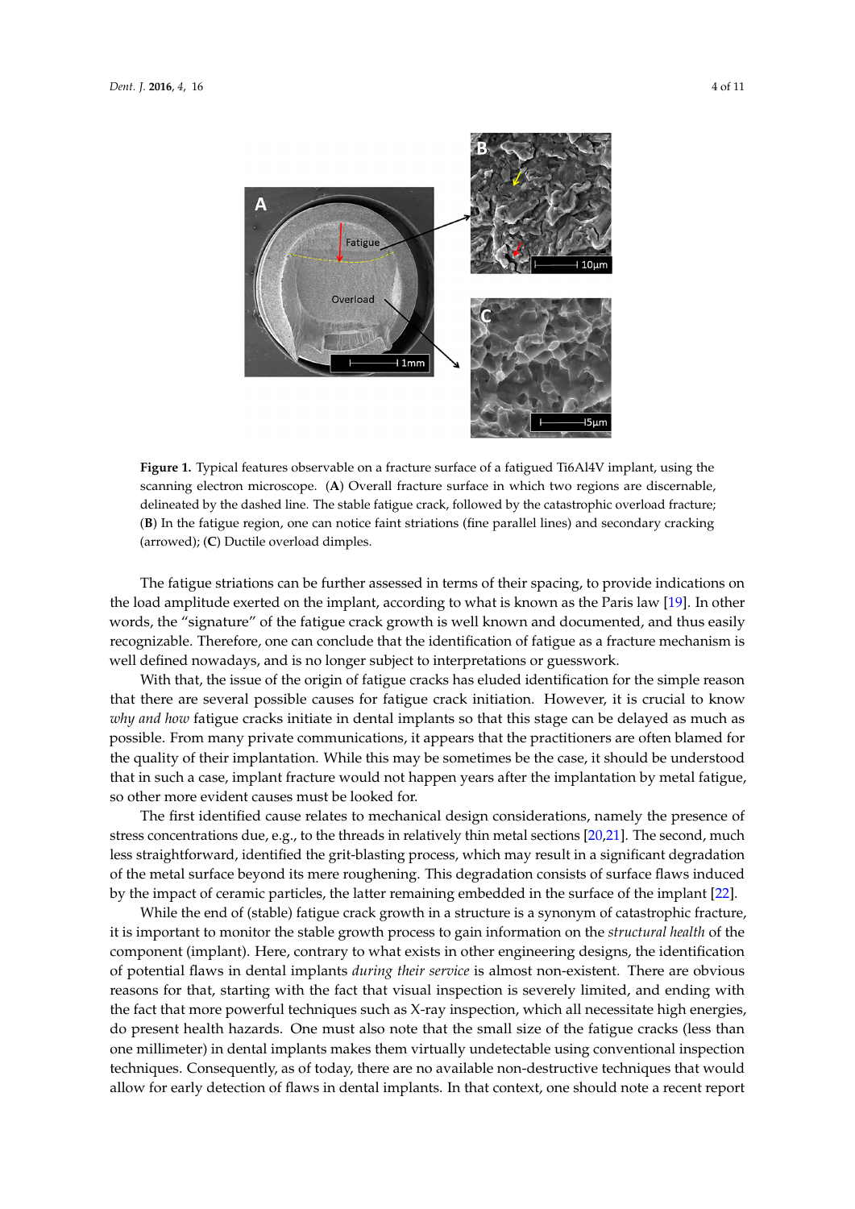**Figure 1.** Typical features observable on a fracture surface of a fatigued Ti6Al4V implant, using the scanning electron microscope. (**A**) Overall fracture surface in which two regions are discernable, delineated by the dashed line. The stable fatigue crack, followed by the catastrophic overload fracture; (**B**) In the fatigue region, one can notice faint striations (fine parallel lines) and secondary cracking (arrowed); (**C**) Ductile overload dimples.

The fatigue striations can be further assessed in terms of their spacing, to provide indications on the load amplitude exerted on the implant, according to what is known as the Paris law [19]. In other words, the "signature" of the fatigue crack growth is well known and documented, and thus easily recognizable. Therefore, one can conclude that the identification of fatigue as a fracture mechanism is well defined nowadays, and is no longer subject to interpretations or guesswork.

With that, the issue of the origin of fatigue cracks has eluded identification for the simple reason that there are several possible causes for fatigue crack initiation. However, it is crucial to know *why and how* fatigue cracks initiate in dental implants so that this stage can be delayed as much as possible. From many private communications, it appears that the practitioners are often blamed for the quality of their implantation. While this may be sometimes be the case, it should be understood that in such a case, implant fracture would not happen years after the implantation by metal fatigue, so other more evident causes must be looked for.

The first identified cause relates to mechanical design considerations, namely the presence of stress concentrations due, e.g., to the threads in relatively thin metal sections [20,21]. The second, much less straightforward, identified the grit-blasting process, which may result in a significant degradation of the metal surface beyond its mere roughening. This degradation consists of surface flaws induced by the impact of ceramic particles, the latter remaining embedded in the surface of the implant [22].

While the end of (stable) fatigue crack growth in a structure is a synonym of catastrophic fracture, it is important to monitor the stable growth process to gain information on the *structural health* of the component (implant). Here, contrary to what exists in other engineering designs, the identification of potential flaws in dental implants *during their service* is almost non-existent. There are obvious reasons for that, starting with the fact that visual inspection is severely limited, and ending with the fact that more powerful techniques such as X-ray inspection, which all necessitate high energies, do present health hazards. One must also note that the small size of the fatigue cracks (less than one millimeter) in dental implants makes them virtually undetectable using conventional inspection techniques. Consequently, as of today, there are no available non-destructive techniques that would allow for early detection of flaws in dental implants. In that context, one should note a recent report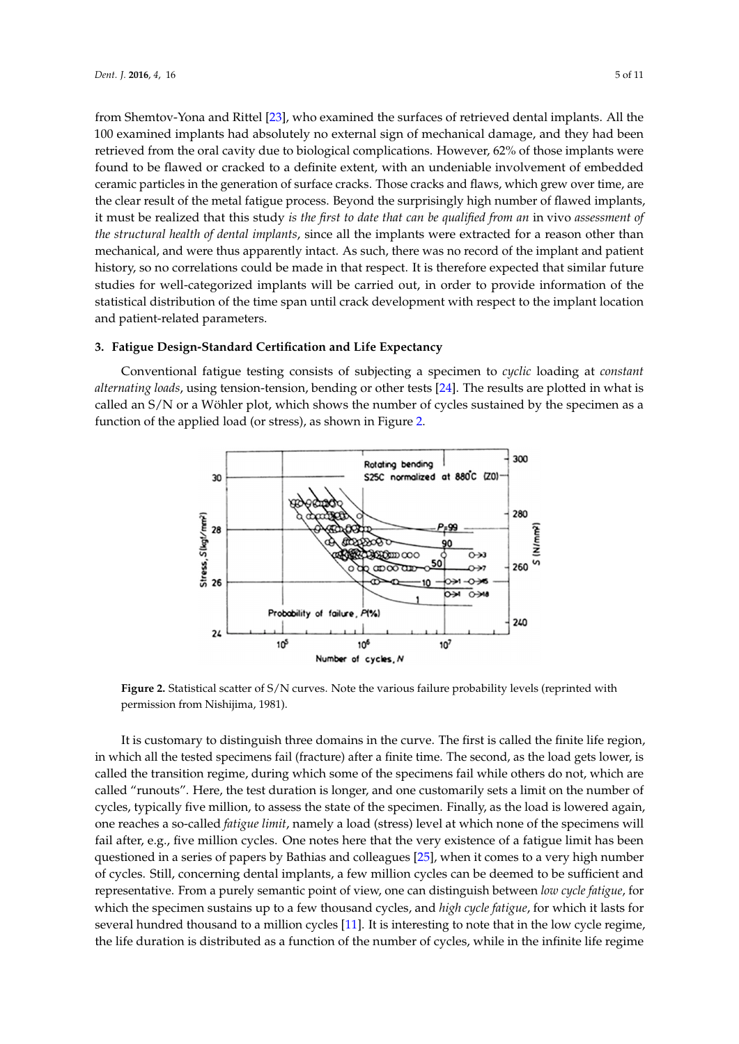from Shemtov-Yona and Rittel [23], who examined the surfaces of retrieved dental implants. All the 100 examined implants had absolutely no external sign of mechanical damage, and they had been retrieved from the oral cavity due to biological complications. However, 62% of those implants were found to be flawed or cracked to a definite extent, with an undeniable involvement of embedded ceramic particles in the generation of surface cracks. Those cracks and flaws, which grew over time, are the clear result of the metal fatigue process. Beyond the surprisingly high number of flawed implants, it must be realized that this study *is the first to date that can be qualified from an* in vivo *assessment of the structural health of dental implants*, since all the implants were extracted for a reason other than mechanical, and were thus apparently intact. As such, there was no record of the implant and patient history, so no correlations could be made in that respect. It is therefore expected that similar future studies for well-categorized implants will be carried out, in order to provide information of the statistical distribution of the time span until crack development with respect to the implant location and patient-related parameters.

### 3. Fatigue Design-Standard Certification and Life Expectancy

Conventional fatigue testing consists of subjecting a specimen to *cyclic* loading at *constant alternating loads*, using tension-tension, bending or other tests [24]. The results are plotted in what is called an S/N or a Wöhler plot, which shows the number of cycles sustained by the specimen as a function of the applied load (or stress), as shown in Figure 2.

**Figure 2.** Statistical scatter of S/N curves. Note the various failure probability levels (reprinted with permission from Nishijima, 1981).

It is customary to distinguish three domains in the curve. The first is called the finite life region, in which all the tested specimens fail (fracture) after a finite time. The second, as the load gets lower, is called the transition regime, during which some of the specimens fail while others do not, which are called "runouts". Here, the test duration is longer, and one customarily sets a limit on the number of cycles, typically five million, to assess the state of the specimen. Finally, as the load is lowered again, one reaches a so-called *fatigue limit*, namely a load (stress) level at which none of the specimens will fail after, e.g., five million cycles. One notes here that the very existence of a fatigue limit has been questioned in a series of papers by Bathias and colleagues [25], when it comes to a very high number of cycles. Still, concerning dental implants, a few million cycles can be deemed to be sufficient and representative. From a purely semantic point of view, one can distinguish between *low cycle fatigue*, for which the specimen sustains up to a few thousand cycles, and *high cycle fatigue*, for which it lasts for several hundred thousand to a million cycles [11]. It is interesting to note that in the low cycle regime, the life duration is distributed as a function of the number of cycles, while in the infinite life regime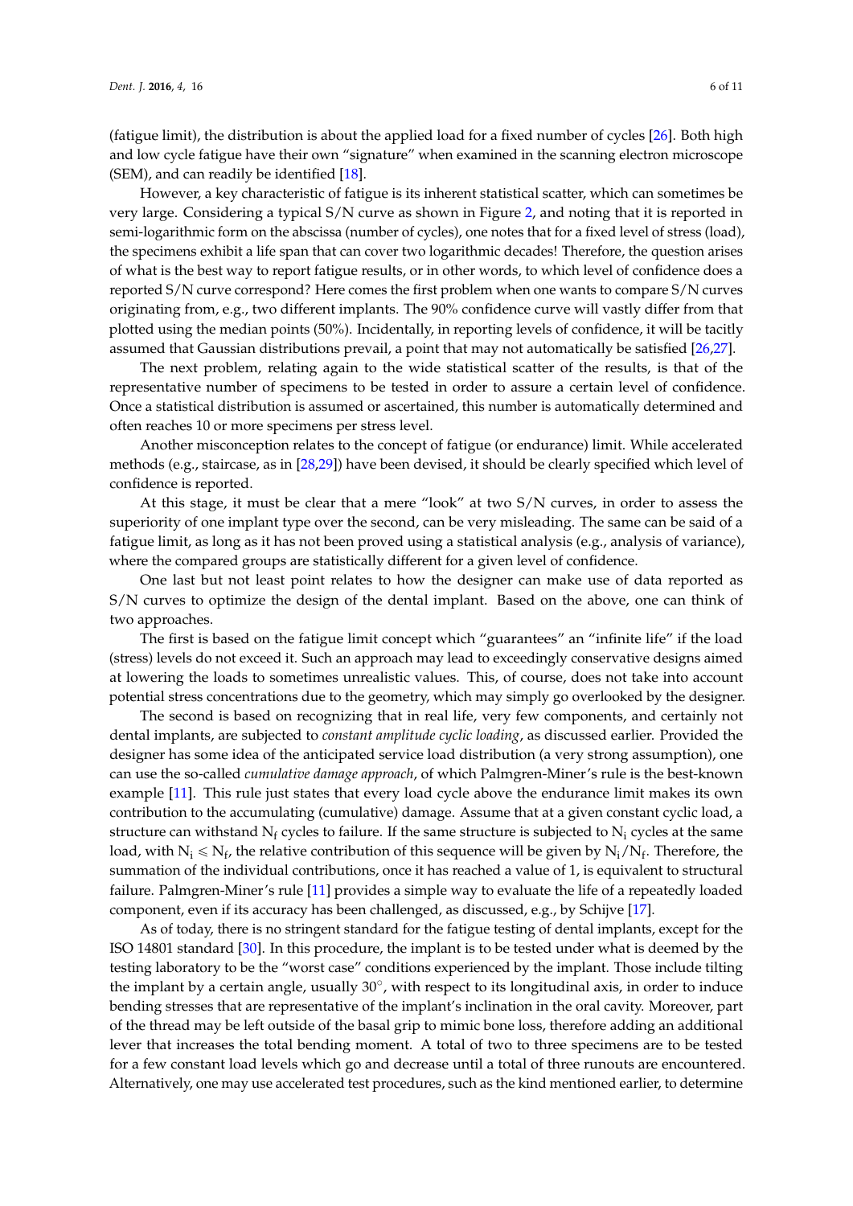(fatigue limit), the distribution is about the applied load for a fixed number of cycles [26]. Both high and low cycle fatigue have their own "signature" when examined in the scanning electron microscope (SEM), and can readily be identified [18].

However, a key characteristic of fatigue is its inherent statistical scatter, which can sometimes be very large. Considering a typical S/N curve as shown in Figure 2, and noting that it is reported in semi-logarithmic form on the abscissa (number of cycles), one notes that for a fixed level of stress (load), the specimens exhibit a life span that can cover two logarithmic decades! Therefore, the question arises of what is the best way to report fatigue results, or in other words, to which level of confidence does a reported S/N curve correspond? Here comes the first problem when one wants to compare S/N curves originating from, e.g., two different implants. The 90% confidence curve will vastly differ from that plotted using the median points (50%). Incidentally, in reporting levels of confidence, it will be tacitly assumed that Gaussian distributions prevail, a point that may not automatically be satisfied [26,27].

The next problem, relating again to the wide statistical scatter of the results, is that of the representative number of specimens to be tested in order to assure a certain level of confidence. Once a statistical distribution is assumed or ascertained, this number is automatically determined and often reaches 10 or more specimens per stress level.

Another misconception relates to the concept of fatigue (or endurance) limit. While accelerated methods (e.g., staircase, as in [28,29]) have been devised, it should be clearly specified which level of confidence is reported.

At this stage, it must be clear that a mere "look" at two S/N curves, in order to assess the superiority of one implant type over the second, can be very misleading. The same can be said of a fatigue limit, as long as it has not been proved using a statistical analysis (e.g., analysis of variance), where the compared groups are statistically different for a given level of confidence.

One last but not least point relates to how the designer can make use of data reported as S/N curves to optimize the design of the dental implant. Based on the above, one can think of two approaches.

The first is based on the fatigue limit concept which "guarantees" an "infinite life" if the load (stress) levels do not exceed it. Such an approach may lead to exceedingly conservative designs aimed at lowering the loads to sometimes unrealistic values. This, of course, does not take into account potential stress concentrations due to the geometry, which may simply go overlooked by the designer.

The second is based on recognizing that in real life, very few components, and certainly not dental implants, are subjected to *constant amplitude cyclic loading*, as discussed earlier. Provided the designer has some idea of the anticipated service load distribution (a very strong assumption), one can use the so-called *cumulative damage approach*, of which Palmgren-Miner's rule is the best-known example [11]. This rule just states that every load cycle above the endurance limit makes its own contribution to the accumulating (cumulative) damage. Assume that at a given constant cyclic load, a structure can withstand $N_f$ cycles to failure. If the same structure is subjected to $N_i$ cycles at the same load, with $N_i \leqslant N_f$, the relative contribution of this sequence will be given by $N_i/N_f$. Therefore, the summation of the individual contributions, once it has reached a value of 1, is equivalent to structural failure. Palmgren-Miner's rule [11] provides a simple way to evaluate the life of a repeatedly loaded component, even if its accuracy has been challenged, as discussed, e.g., by Schijve [17].

As of today, there is no stringent standard for the fatigue testing of dental implants, except for the ISO 14801 standard [30]. In this procedure, the implant is to be tested under what is deemed by the testing laboratory to be the "worst case" conditions experienced by the implant. Those include tilting the implant by a certain angle, usually 30°, with respect to its longitudinal axis, in order to induce bending stresses that are representative of the implant's inclination in the oral cavity. Moreover, part of the thread may be left outside of the basal grip to mimic bone loss, therefore adding an additional lever that increases the total bending moment. A total of two to three specimens are to be tested for a few constant load levels which go and decrease until a total of three runouts are encountered. Alternatively, one may use accelerated test procedures, such as the kind mentioned earlier, to determine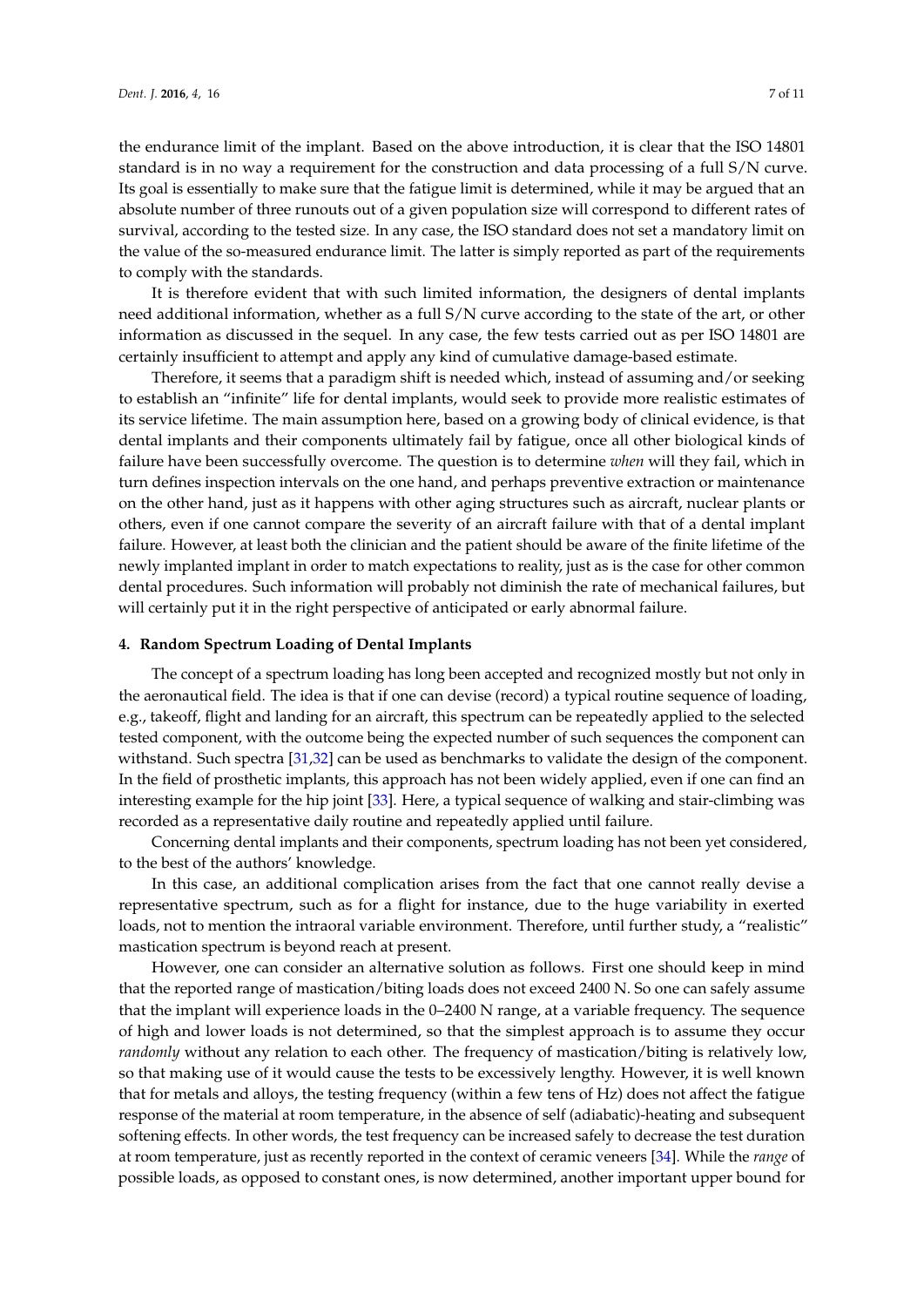the endurance limit of the implant. Based on the above introduction, it is clear that the ISO 14801 standard is in no way a requirement for the construction and data processing of a full S/N curve. Its goal is essentially to make sure that the fatigue limit is determined, while it may be argued that an absolute number of three runouts out of a given population size will correspond to different rates of survival, according to the tested size. In any case, the ISO standard does not set a mandatory limit on the value of the so-measured endurance limit. The latter is simply reported as part of the requirements to comply with the standards.

It is therefore evident that with such limited information, the designers of dental implants need additional information, whether as a full S/N curve according to the state of the art, or other information as discussed in the sequel. In any case, the few tests carried out as per ISO 14801 are certainly insufficient to attempt and apply any kind of cumulative damage-based estimate.

Therefore, it seems that a paradigm shift is needed which, instead of assuming and/or seeking to establish an "infinite" life for dental implants, would seek to provide more realistic estimates of its service lifetime. The main assumption here, based on a growing body of clinical evidence, is that dental implants and their components ultimately fail by fatigue, once all other biological kinds of failure have been successfully overcome. The question is to determine *when* will they fail, which in turn defines inspection intervals on the one hand, and perhaps preventive extraction or maintenance on the other hand, just as it happens with other aging structures such as aircraft, nuclear plants or others, even if one cannot compare the severity of an aircraft failure with that of a dental implant failure. However, at least both the clinician and the patient should be aware of the finite lifetime of the newly implanted implant in order to match expectations to reality, just as is the case for other common dental procedures. Such information will probably not diminish the rate of mechanical failures, but will certainly put it in the right perspective of anticipated or early abnormal failure.

## 4. Random Spectrum Loading of Dental Implants

The concept of a spectrum loading has long been accepted and recognized mostly but not only in the aeronautical field. The idea is that if one can devise (record) a typical routine sequence of loading, e.g., takeoff, flight and landing for an aircraft, this spectrum can be repeatedly applied to the selected tested component, with the outcome being the expected number of such sequences the component can withstand. Such spectra [31,32] can be used as benchmarks to validate the design of the component. In the field of prosthetic implants, this approach has not been widely applied, even if one can find an interesting example for the hip joint [33]. Here, a typical sequence of walking and stair-climbing was recorded as a representative daily routine and repeatedly applied until failure.

Concerning dental implants and their components, spectrum loading has not been yet considered, to the best of the authors' knowledge.

In this case, an additional complication arises from the fact that one cannot really devise a representative spectrum, such as for a flight for instance, due to the huge variability in exerted loads, not to mention the intraoral variable environment. Therefore, until further study, a "realistic" mastication spectrum is beyond reach at present.

However, one can consider an alternative solution as follows. First one should keep in mind that the reported range of mastication/biting loads does not exceed 2400 N. So one can safely assume that the implant will experience loads in the 0–2400 N range, at a variable frequency. The sequence of high and lower loads is not determined, so that the simplest approach is to assume they occur *randomly* without any relation to each other. The frequency of mastication/biting is relatively low, so that making use of it would cause the tests to be excessively lengthy. However, it is well known that for metals and alloys, the testing frequency (within a few tens of Hz) does not affect the fatigue response of the material at room temperature, in the absence of self (adiabatic)-heating and subsequent softening effects. In other words, the test frequency can be increased safely to decrease the test duration at room temperature, just as recently reported in the context of ceramic veneers [34]. While the *range* of possible loads, as opposed to constant ones, is now determined, another important upper bound for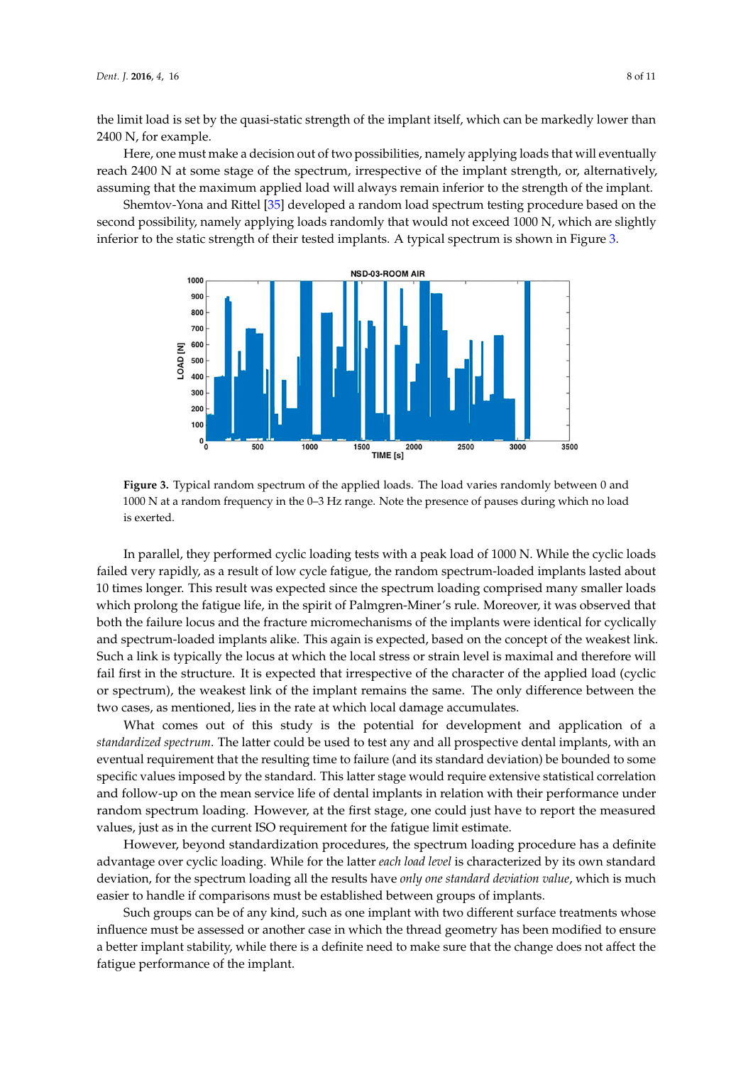the limit load is set by the quasi-static strength of the implant itself, which can be markedly lower than 2400 N, for example.

Here, one must make a decision out of two possibilities, namely applying loads that will eventually reach 2400 N at some stage of the spectrum, irrespective of the implant strength, or, alternatively, assuming that the maximum applied load will always remain inferior to the strength of the implant.

Shemtov-Yona and Rittel [35] developed a random load spectrum testing procedure based on the second possibility, namely applying loads randomly that would not exceed 1000 N, which are slightly inferior to the static strength of their tested implants. A typical spectrum is shown in Figure 3.

**Figure 3.** Typical random spectrum of the applied loads. The load varies randomly between 0 and 1000 N at a random frequency in the 0–3 Hz range. Note the presence of pauses during which no load is exerted.

In parallel, they performed cyclic loading tests with a peak load of 1000 N. While the cyclic loads failed very rapidly, as a result of low cycle fatigue, the random spectrum-loaded implants lasted about 10 times longer. This result was expected since the spectrum loading comprised many smaller loads which prolong the fatigue life, in the spirit of Palmgren-Miner's rule. Moreover, it was observed that both the failure locus and the fracture micromechanisms of the implants were identical for cyclically and spectrum-loaded implants alike. This again is expected, based on the concept of the weakest link. Such a link is typically the locus at which the local stress or strain level is maximal and therefore will fail first in the structure. It is expected that irrespective of the character of the applied load (cyclic or spectrum), the weakest link of the implant remains the same. The only difference between the two cases, as mentioned, lies in the rate at which local damage accumulates.

What comes out of this study is the potential for development and application of a *standardized spectrum*. The latter could be used to test any and all prospective dental implants, with an eventual requirement that the resulting time to failure (and its standard deviation) be bounded to some specific values imposed by the standard. This latter stage would require extensive statistical correlation and follow-up on the mean service life of dental implants in relation with their performance under random spectrum loading. However, at the first stage, one could just have to report the measured values, just as in the current ISO requirement for the fatigue limit estimate.

However, beyond standardization procedures, the spectrum loading procedure has a definite advantage over cyclic loading. While for the latter *each load level* is characterized by its own standard deviation, for the spectrum loading all the results have *only one standard deviation value*, which is much easier to handle if comparisons must be established between groups of implants.

Such groups can be of any kind, such as one implant with two different surface treatments whose influence must be assessed or another case in which the thread geometry has been modified to ensure a better implant stability, while there is a definite need to make sure that the change does not affect the fatigue performance of the implant.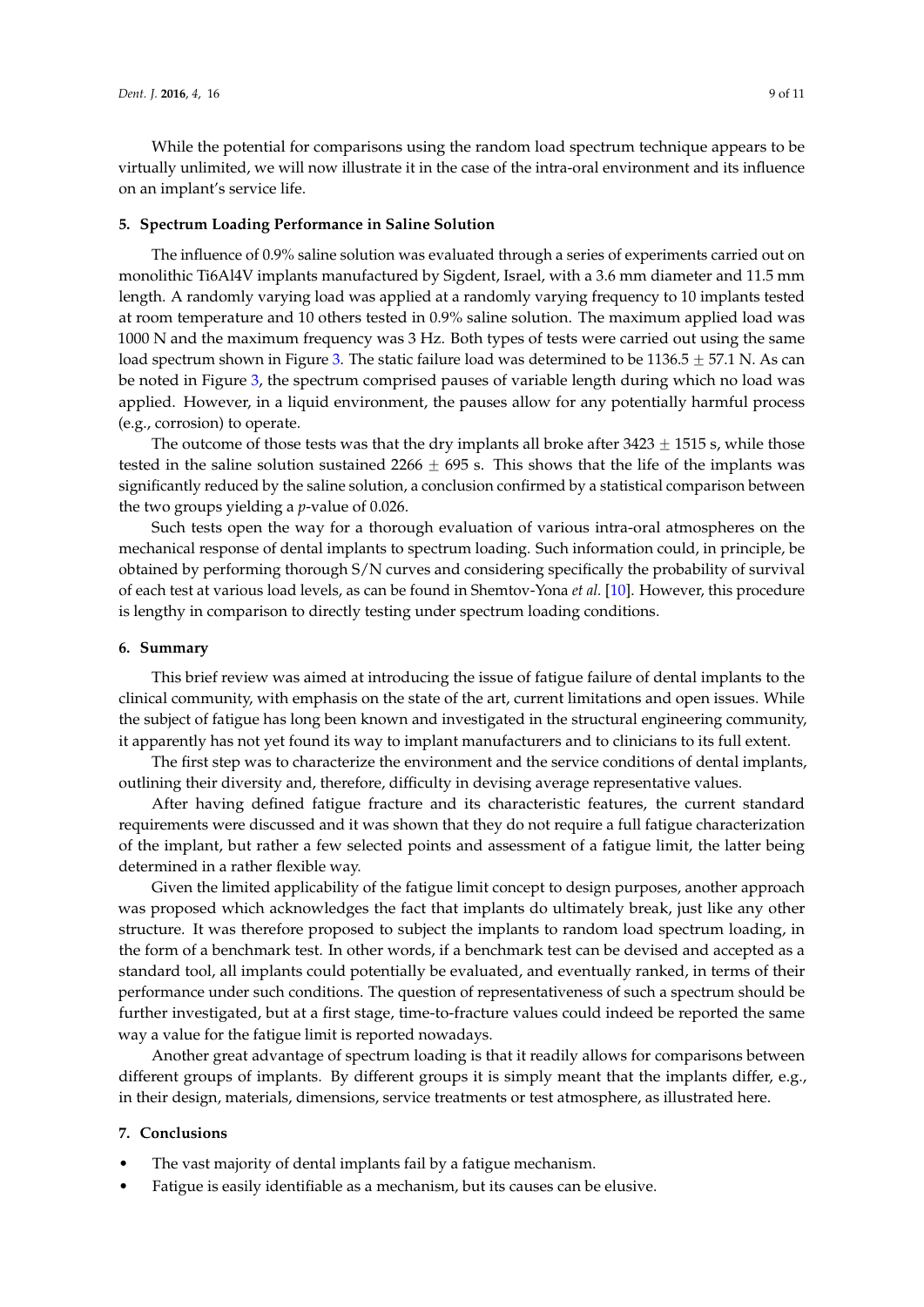While the potential for comparisons using the random load spectrum technique appears to be virtually unlimited, we will now illustrate it in the case of the intra-oral environment and its influence on an implant's service life.

## 5. Spectrum Loading Performance in Saline Solution

The influence of 0.9% saline solution was evaluated through a series of experiments carried out on monolithic Ti6Al4V implants manufactured by Sigdent, Israel, with a 3.6 mm diameter and 11.5 mm length. A randomly varying load was applied at a randomly varying frequency to 10 implants tested at room temperature and 10 others tested in 0.9% saline solution. The maximum applied load was 1000 N and the maximum frequency was 3 Hz. Both types of tests were carried out using the same load spectrum shown in Figure 3. The static failure load was determined to be $1136.5 \pm 57.1$ N. As can be noted in Figure 3, the spectrum comprised pauses of variable length during which no load was applied. However, in a liquid environment, the pauses allow for any potentially harmful process (e.g., corrosion) to operate.

The outcome of those tests was that the dry implants all broke after $3423 \pm 1515$ s, while those tested in the saline solution sustained $2266 \pm 695$ s. This shows that the life of the implants was significantly reduced by the saline solution, a conclusion confirmed by a statistical comparison between the two groups yielding a $p$-value of 0.026.

Such tests open the way for a thorough evaluation of various intra-oral atmospheres on the mechanical response of dental implants to spectrum loading. Such information could, in principle, be obtained by performing thorough S/N curves and considering specifically the probability of survival of each test at various load levels, as can be found in Shemtov-Yona *et al.* [10]. However, this procedure is lengthy in comparison to directly testing under spectrum loading conditions.

## 6. Summary

This brief review was aimed at introducing the issue of fatigue failure of dental implants to the clinical community, with emphasis on the state of the art, current limitations and open issues. While the subject of fatigue has long been known and investigated in the structural engineering community, it apparently has not yet found its way to implant manufacturers and to clinicians to its full extent.

The first step was to characterize the environment and the service conditions of dental implants, outlining their diversity and, therefore, difficulty in devising average representative values.

After having defined fatigue fracture and its characteristic features, the current standard requirements were discussed and it was shown that they do not require a full fatigue characterization of the implant, but rather a few selected points and assessment of a fatigue limit, the latter being determined in a rather flexible way.

Given the limited applicability of the fatigue limit concept to design purposes, another approach was proposed which acknowledges the fact that implants do ultimately break, just like any other structure. It was therefore proposed to subject the implants to random load spectrum loading, in the form of a benchmark test. In other words, if a benchmark test can be devised and accepted as a standard tool, all implants could potentially be evaluated, and eventually ranked, in terms of their performance under such conditions. The question of representativeness of such a spectrum should be further investigated, but at a first stage, time-to-fracture values could indeed be reported the same way a value for the fatigue limit is reported nowadays.

Another great advantage of spectrum loading is that it readily allows for comparisons between different groups of implants. By different groups it is simply meant that the implants differ, e.g., in their design, materials, dimensions, service treatments or test atmosphere, as illustrated here.

## 7. Conclusions

- The vast majority of dental implants fail by a fatigue mechanism.
- Fatigue is easily identifiable as a mechanism, but its causes can be elusive.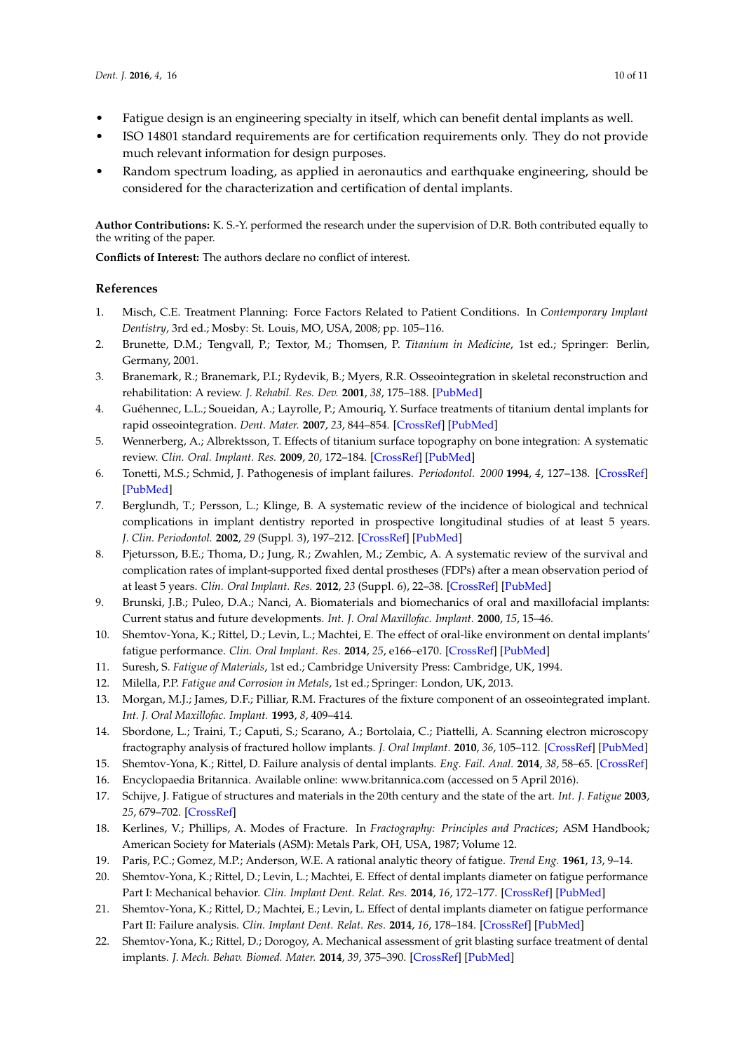- Fatigue design is an engineering specialty in itself, which can benefit dental implants as well.
- ISO 14801 standard requirements are for certification requirements only. They do not provide much relevant information for design purposes.
- Random spectrum loading, as applied in aeronautics and earthquake engineering, should be considered for the characterization and certification of dental implants.

**Author Contributions:** K. S.-Y. performed the research under the supervision of D.R. Both contributed equally to the writing of the paper.

**Conflicts of Interest:** The authors declare no conflict of interest.

## References

1. Misch, C.E. Treatment Planning: Force Factors Related to Patient Conditions. In *Contemporary Implant Dentistry*, 3rd ed.; Mosby: St. Louis, MO, USA, 2008; pp. 105–116.
2. Brunette, D.M.; Tengvall, P.; Textor, M.; Thomsen, P. *Titanium in Medicine*, 1st ed.; Springer: Berlin, Germany, 2001.
3. Branemark, R.; Branemark, P.I.; Rydevik, B.; Myers, R.R. Osseointegration in skeletal reconstruction and rehabilitation: A review. *J. Rehabil. Res. Dev.* **2001**, *38*, 175–188. [PubMed]
4. Guéhennec, L.L.; Soueidan, A.; Layrolle, P.; Amouriq, Y. Surface treatments of titanium dental implants for rapid osseointegration. *Dent. Mater.* **2007**, *23*, 844–854. [CrossRef] [PubMed]
5. Wennerberg, A.; Albrektsson, T. Effects of titanium surface topography on bone integration: A systematic review. *Clin. Oral. Implant. Res.* **2009**, *20*, 172–184. [CrossRef] [PubMed]
6. Tonetti, M.S.; Schmid, J. Pathogenesis of implant failures. *Periodontol. 2000* **1994**, *4*, 127–138. [CrossRef] [PubMed]
7. Berglundh, T.; Persson, L.; Klinge, B. A systematic review of the incidence of biological and technical complications in implant dentistry reported in prospective longitudinal studies of at least 5 years. *J. Clin. Periodontol.* **2002**, *29* (Suppl. 3), 197–212. [CrossRef] [PubMed]
8. Pjetursson, B.E.; Thoma, D.; Jung, R.; Zwahlen, M.; Zembic, A. A systematic review of the survival and complication rates of implant-supported fixed dental prostheses (FDPs) after a mean observation period of at least 5 years. *Clin. Oral Implant. Res.* **2012**, *23* (Suppl. 6), 22–38. [CrossRef] [PubMed]
9. Brunski, J.B.; Puleo, D.A.; Nanci, A. Biomaterials and biomechanics of oral and maxillofacial implants: Current status and future developments. *Int. J. Oral Maxillofac. Implant.* **2000**, *15*, 15–46.
10. Shemtov-Yona, K.; Rittel, D.; Levin, L.; Machtei, E. The effect of oral-like environment on dental implants' fatigue performance. *Clin. Oral Implant. Res.* **2014**, *25*, e166–e170. [CrossRef] [PubMed]
11. Suresh, S. *Fatigue of Materials*, 1st ed.; Cambridge University Press: Cambridge, UK, 1994.
12. Milella, P.P. *Fatigue and Corrosion in Metals*, 1st ed.; Springer: London, UK, 2013.
13. Morgan, M.J.; James, D.F.; Pilliar, R.M. Fractures of the fixture component of an osseointegrated implant. *Int. J. Oral Maxillofac. Implant.* **1993**, *8*, 409–414.
14. Sbordone, L.; Traini, T.; Caputi, S.; Scarano, A.; Bortolaia, C.; Piattelli, A. Scanning electron microscopy fractography analysis of fractured hollow implants. *J. Oral Implant.* **2010**, *36*, 105–112. [CrossRef] [PubMed]
15. Shemtov-Yona, K.; Rittel, D. Failure analysis of dental implants. *Eng. Fail. Anal.* **2014**, *38*, 58–65. [CrossRef]
16. Encyclopaedia Britannica. Available online: www.britanica.com (accessed on 5 April 2016).
17. Schijve, J. Fatigue of structures and materials in the 20th century and the state of the art. *Int. J. Fatigue* **2003**, *25*, 679–702. [CrossRef]
18. Kerlines, V.; Phillips, A. Modes of Fracture. In *Fractography: Principles and Practices*; ASM Handbook; American Society for Materials (ASM): Metals Park, OH, USA, 1987; Volume 12.
19. Paris, P.C.; Gomez, M.P.; Anderson, W.E. A rational analytic theory of fatigue. *Trend Eng.* **1961**, *13*, 9–14.
20. Shemtov-Yona, K.; Rittel, D.; Levin, L.; Machtei, E. Effect of dental implants diameter on fatigue performance Part I: Mechanical behavior. *Clin. Implant Dent. Relat. Res.* **2014**, *16*, 172–177. [CrossRef] [PubMed]
21. Shemtov-Yona, K.; Rittel, D.; Machtei, E.; Levin, L. Effect of dental implants diameter on fatigue performance Part II: Failure analysis. *Clin. Implant Dent. Relat. Res.* **2014**, *16*, 178–184. [CrossRef] [PubMed]
22. Shemtov-Yona, K.; Rittel, D.; Dorogoy, A. Mechanical assessment of grit blasting surface treatment of dental implants. *J. Mech. Behav. Biomed. Mater.* **2014**, *39*, 375–390. [CrossRef] [PubMed]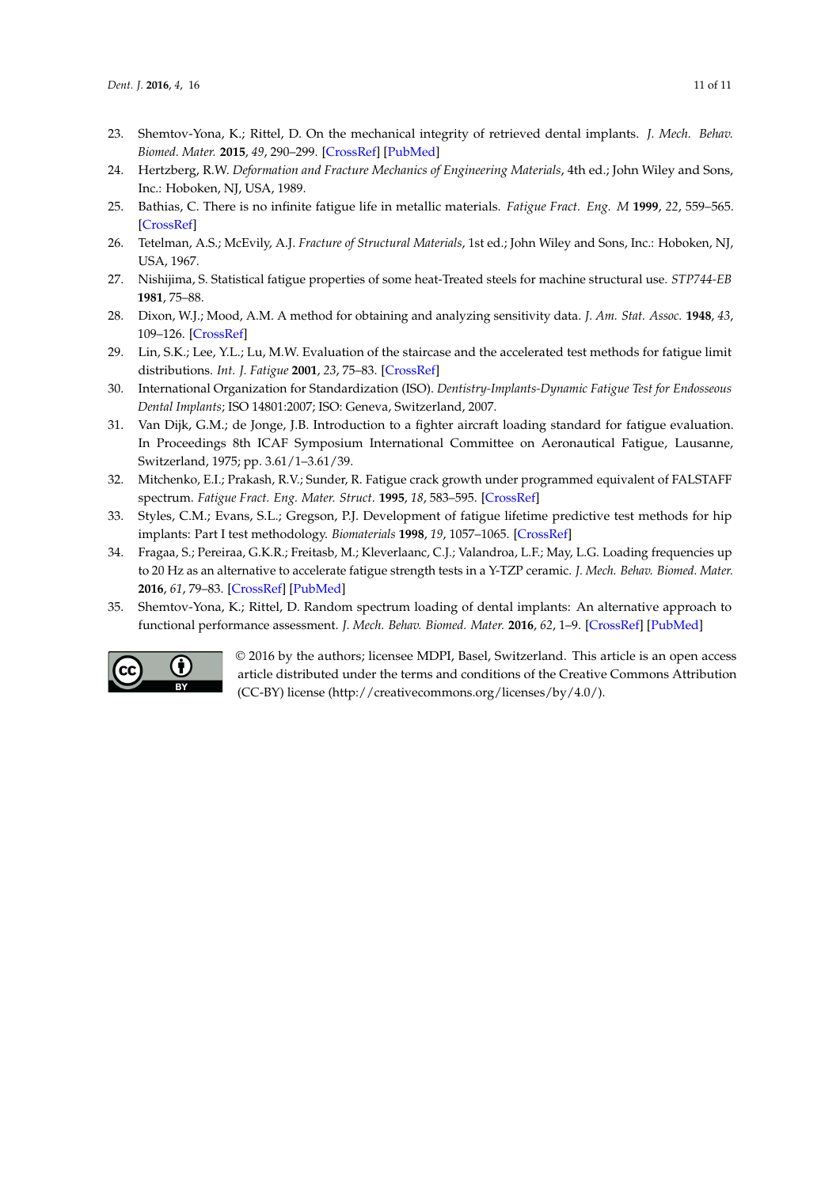23. Shemtov-Yona, K.; Rittel, D. On the mechanical integrity of retrieved dental implants. *J. Mech. Behav. Biomed. Mater.* **2015**, *49*, 290–299. [CrossRef] [PubMed]
24. Hertzberg, R.W. *Deformation and Fracture Mechanics of Engineering Materials*, 4th ed.; John Wiley and Sons, Inc.: Hoboken, NJ, USA, 1989.
25. Bathias, C. There is no infinite fatigue life in metallic materials. *Fatigue Fract. Eng. M* **1999**, *22*, 559–565. [CrossRef]
26. Tetelman, A.S.; McEvily, A.J. *Fracture of Structural Materials*, 1st ed.; John Wiley and Sons, Inc.: Hoboken, NJ, USA, 1967.
27. Nishijima, S. Statistical fatigue properties of some heat-Treated steels for machine structural use. *STP744-EB* **1981**, 75–88.
28. Dixon, W.J.; Mood, A.M. A method for obtaining and analyzing sensitivity data. *J. Am. Stat. Assoc.* **1948**, *43*, 109–126. [CrossRef]
29. Lin, S.K.; Lee, Y.L.; Lu, M.W. Evaluation of the staircase and the accelerated test methods for fatigue limit distributions. *Int. J. Fatigue* **2001**, *23*, 75–83. [CrossRef]
30. International Organization for Standardization (ISO). *Dentistry-Implants-Dynamic Fatigue Test for Endosseous Dental Implants*; ISO 14801:2007; ISO: Geneva, Switzerland, 2007.
31. Van Dijk, G.M.; de Jonge, J.B. Introduction to a fighter aircraft loading standard for fatigue evaluation. In Proceedings 8th ICAF Symposium International Committee on Aeronautical Fatigue, Lausanne, Switzerland, 1975; pp. 3.61/1–3.61/39.
32. Mitchenko, E.I.; Prakash, R.V.; Sunder, R. Fatigue crack growth under programmed equivalent of FALSTAFF spectrum. *Fatigue Fract. Eng. Mater. Struct.* **1995**, *18*, 583–595. [CrossRef]
33. Styles, C.M.; Evans, S.L.; Gregson, P.J. Development of fatigue lifetime predictive test methods for hip implants: Part I test methodology. *Biomaterials* **1998**, *19*, 1057–1065. [CrossRef]
34. Fragaa, S.; Pereiraa, G.K.R.; Freitasb, M.; Kleverlaanc, C.J.; Valandroa, L.F.; May, L.G. Loading frequencies up to 20 Hz as an alternative to accelerate fatigue strength tests in a Y-TZP ceramic. *J. Mech. Behav. Biomed. Mater.* **2016**, *61*, 79–83. [CrossRef] [PubMed]
35. Shemtov-Yona, K.; Rittel, D. Random spectrum loading of dental implants: An alternative approach to functional performance assessment. *J. Mech. Behav. Biomed. Mater.* **2016**, *62*, 1–9. [CrossRef] [PubMed]

© 2016 by the authors; licensee MDPI, Basel, Switzerland. This article is an open access article distributed under the terms and conditions of the Creative Commons Attribution (CC-BY) license (http://creativecommons.org/licenses/by/4.0/).